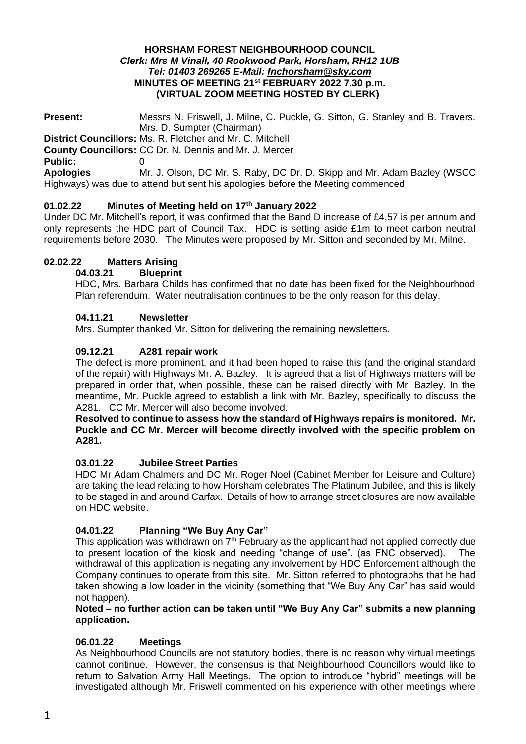**HORSHAM FOREST NEIGHBOURHOOD COUNCIL**
***Clerk: Mrs M Vinall, 40 Rookwood Park, Horsham, RH12 1UB***
***Tel: 01403 269265 E-Mail: fnchorsham@sky.com***
**MINUTES OF MEETING 21st FEBRUARY 2022 7.30 p.m.**
**(VIRTUAL ZOOM MEETING HOSTED BY CLERK)**

**Present:** Messrs N. Friswell, J. Milne, C. Puckle, G. Sitton, G. Stanley and B. Travers. Mrs. D. Sumpter (Chairman)
**District Councillors:** Ms. R. Fletcher and Mr. C. Mitchell
**County Councillors:** CC Dr. N. Dennis and Mr. J. Mercer
**Public:** 0
**Apologies** Mr. J. Olson, DC Mr. S. Raby, DC Dr. D. Skipp and Mr. Adam Bazley (WSCC Highways) was due to attend but sent his apologies before the Meeting commenced

**01.02.22 Minutes of Meeting held on 17th January 2022**

Under DC Mr. Mitchell's report, it was confirmed that the Band D increase of £4,57 is per annum and only represents the HDC part of Council Tax. HDC is setting aside £1m to meet carbon neutral requirements before 2030. The Minutes were proposed by Mr. Sitton and seconded by Mr. Milne.

**02.02.22 Matters Arising**

**04.03.21 Blueprint**

HDC, Mrs. Barbara Childs has confirmed that no date has been fixed for the Neighbourhood Plan referendum. Water neutralisation continues to be the only reason for this delay.

**04.11.21 Newsletter**

Mrs. Sumpter thanked Mr. Sitton for delivering the remaining newsletters.

**09.12.21 A281 repair work**

The defect is more prominent, and it had been hoped to raise this (and the original standard of the repair) with Highways Mr. A. Bazley. It is agreed that a list of Highways matters will be prepared in order that, when possible, these can be raised directly with Mr. Bazley. In the meantime, Mr. Puckle agreed to establish a link with Mr. Bazley, specifically to discuss the A281. CC Mr. Mercer will also become involved.

**Resolved to continue to assess how the standard of Highways repairs is monitored. Mr. Puckle and CC Mr. Mercer will become directly involved with the specific problem on A281.**

**03.01.22 Jubilee Street Parties**

HDC Mr Adam Chalmers and DC Mr. Roger Noel (Cabinet Member for Leisure and Culture) are taking the lead relating to how Horsham celebrates The Platinum Jubilee, and this is likely to be staged in and around Carfax. Details of how to arrange street closures are now available on HDC website.

**04.01.22 Planning "We Buy Any Car"**

This application was withdrawn on 7th February as the applicant had not applied correctly due to present location of the kiosk and needing "change of use". (as FNC observed). The withdrawal of this application is negating any involvement by HDC Enforcement although the Company continues to operate from this site. Mr. Sitton referred to photographs that he had taken showing a low loader in the vicinity (something that "We Buy Any Car" has said would not happen).

**Noted – no further action can be taken until "We Buy Any Car" submits a new planning application.**

**06.01.22 Meetings**

As Neighbourhood Councils are not statutory bodies, there is no reason why virtual meetings cannot continue. However, the consensus is that Neighbourhood Councillors would like to return to Salvation Army Hall Meetings. The option to introduce "hybrid" meetings will be investigated although Mr. Friswell commented on his experience with other meetings where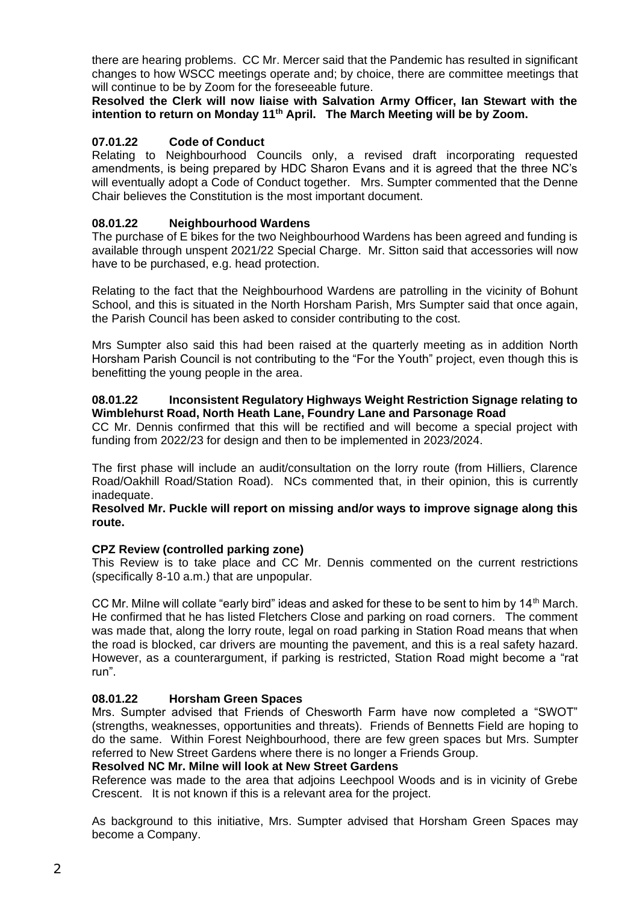there are hearing problems. CC Mr. Mercer said that the Pandemic has resulted in significant changes to how WSCC meetings operate and; by choice, there are committee meetings that will continue to be by Zoom for the foreseeable future.

**Resolved the Clerk will now liaise with Salvation Army Officer, Ian Stewart with the intention to return on Monday 11th April. The March Meeting will be by Zoom.**

### 07.01.22 Code of Conduct

Relating to Neighbourhood Councils only, a revised draft incorporating requested amendments, is being prepared by HDC Sharon Evans and it is agreed that the three NC's will eventually adopt a Code of Conduct together. Mrs. Sumpter commented that the Denne Chair believes the Constitution is the most important document.

### 08.01.22 Neighbourhood Wardens

The purchase of E bikes for the two Neighbourhood Wardens has been agreed and funding is available through unspent 2021/22 Special Charge. Mr. Sitton said that accessories will now have to be purchased, e.g. head protection.

Relating to the fact that the Neighbourhood Wardens are patrolling in the vicinity of Bohunt School, and this is situated in the North Horsham Parish, Mrs Sumpter said that once again, the Parish Council has been asked to consider contributing to the cost.

Mrs Sumpter also said this had been raised at the quarterly meeting as in addition North Horsham Parish Council is not contributing to the "For the Youth" project, even though this is benefitting the young people in the area.

### 08.01.22 Inconsistent Regulatory Highways Weight Restriction Signage relating to Wimblehurst Road, North Heath Lane, Foundry Lane and Parsonage Road

CC Mr. Dennis confirmed that this will be rectified and will become a special project with funding from 2022/23 for design and then to be implemented in 2023/2024.

The first phase will include an audit/consultation on the lorry route (from Hilliers, Clarence Road/Oakhill Road/Station Road). NCs commented that, in their opinion, this is currently inadequate.

**Resolved Mr. Puckle will report on missing and/or ways to improve signage along this route.**

### CPZ Review (controlled parking zone)

This Review is to take place and CC Mr. Dennis commented on the current restrictions (specifically 8-10 a.m.) that are unpopular.

CC Mr. Milne will collate "early bird" ideas and asked for these to be sent to him by 14th March. He confirmed that he has listed Fletchers Close and parking on road corners. The comment was made that, along the lorry route, legal on road parking in Station Road means that when the road is blocked, car drivers are mounting the pavement, and this is a real safety hazard. However, as a counterargument, if parking is restricted, Station Road might become a "rat run".

### 08.01.22 Horsham Green Spaces

Mrs. Sumpter advised that Friends of Chesworth Farm have now completed a "SWOT" (strengths, weaknesses, opportunities and threats). Friends of Bennetts Field are hoping to do the same. Within Forest Neighbourhood, there are few green spaces but Mrs. Sumpter referred to New Street Gardens where there is no longer a Friends Group.

**Resolved NC Mr. Milne will look at New Street Gardens**

Reference was made to the area that adjoins Leechpool Woods and is in vicinity of Grebe Crescent. It is not known if this is a relevant area for the project.

As background to this initiative, Mrs. Sumpter advised that Horsham Green Spaces may become a Company.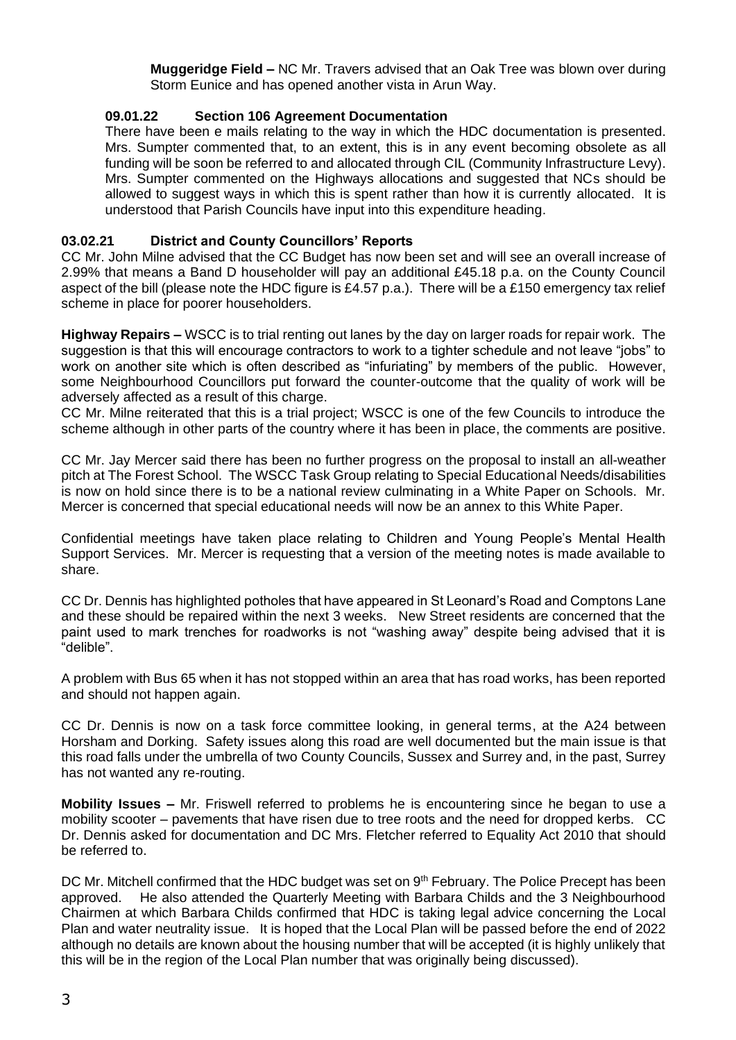**Muggeridge Field –** NC Mr. Travers advised that an Oak Tree was blown over during Storm Eunice and has opened another vista in Arun Way.

### 09.01.22 Section 106 Agreement Documentation

There have been e mails relating to the way in which the HDC documentation is presented. Mrs. Sumpter commented that, to an extent, this is in any event becoming obsolete as all funding will be soon be referred to and allocated through CIL (Community Infrastructure Levy). Mrs. Sumpter commented on the Highways allocations and suggested that NCs should be allowed to suggest ways in which this is spent rather than how it is currently allocated. It is understood that Parish Councils have input into this expenditure heading.

### 03.02.21 District and County Councillors' Reports

CC Mr. John Milne advised that the CC Budget has now been set and will see an overall increase of 2.99% that means a Band D householder will pay an additional £45.18 p.a. on the County Council aspect of the bill (please note the HDC figure is £4.57 p.a.). There will be a £150 emergency tax relief scheme in place for poorer householders.

**Highway Repairs –** WSCC is to trial renting out lanes by the day on larger roads for repair work. The suggestion is that this will encourage contractors to work to a tighter schedule and not leave "jobs" to work on another site which is often described as "infuriating" by members of the public. However, some Neighbourhood Councillors put forward the counter-outcome that the quality of work will be adversely affected as a result of this charge.

CC Mr. Milne reiterated that this is a trial project; WSCC is one of the few Councils to introduce the scheme although in other parts of the country where it has been in place, the comments are positive.

CC Mr. Jay Mercer said there has been no further progress on the proposal to install an all-weather pitch at The Forest School. The WSCC Task Group relating to Special Educational Needs/disabilities is now on hold since there is to be a national review culminating in a White Paper on Schools. Mr. Mercer is concerned that special educational needs will now be an annex to this White Paper.

Confidential meetings have taken place relating to Children and Young People's Mental Health Support Services. Mr. Mercer is requesting that a version of the meeting notes is made available to share.

CC Dr. Dennis has highlighted potholes that have appeared in St Leonard's Road and Comptons Lane and these should be repaired within the next 3 weeks. New Street residents are concerned that the paint used to mark trenches for roadworks is not "washing away" despite being advised that it is "delible".

A problem with Bus 65 when it has not stopped within an area that has road works, has been reported and should not happen again.

CC Dr. Dennis is now on a task force committee looking, in general terms, at the A24 between Horsham and Dorking. Safety issues along this road are well documented but the main issue is that this road falls under the umbrella of two County Councils, Sussex and Surrey and, in the past, Surrey has not wanted any re-routing.

**Mobility Issues –** Mr. Friswell referred to problems he is encountering since he began to use a mobility scooter – pavements that have risen due to tree roots and the need for dropped kerbs. CC Dr. Dennis asked for documentation and DC Mrs. Fletcher referred to Equality Act 2010 that should be referred to.

DC Mr. Mitchell confirmed that the HDC budget was set on 9th February. The Police Precept has been approved. He also attended the Quarterly Meeting with Barbara Childs and the 3 Neighbourhood Chairmen at which Barbara Childs confirmed that HDC is taking legal advice concerning the Local Plan and water neutrality issue. It is hoped that the Local Plan will be passed before the end of 2022 although no details are known about the housing number that will be accepted (it is highly unlikely that this will be in the region of the Local Plan number that was originally being discussed).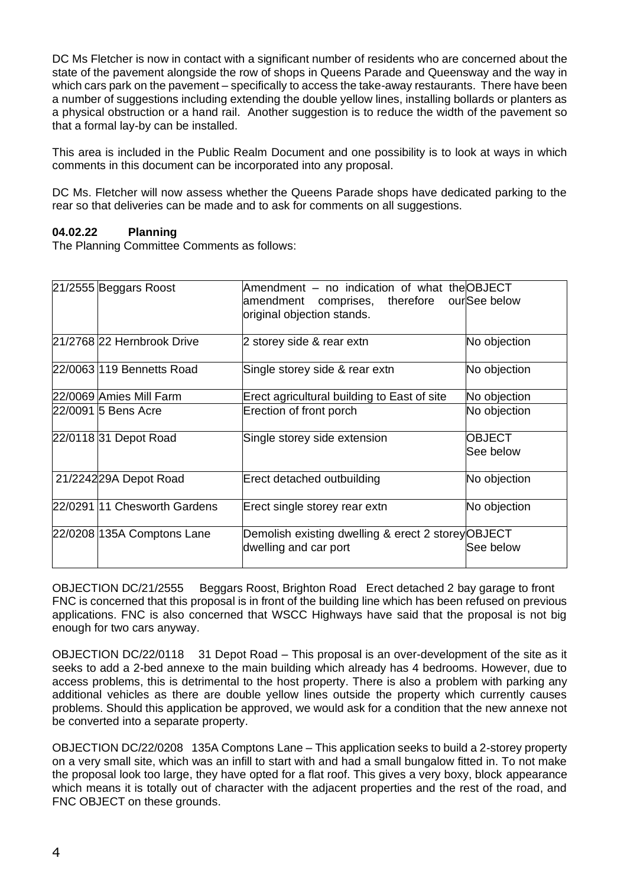DC Ms Fletcher is now in contact with a significant number of residents who are concerned about the state of the pavement alongside the row of shops in Queens Parade and Queensway and the way in which cars park on the pavement – specifically to access the take-away restaurants. There have been a number of suggestions including extending the double yellow lines, installing bollards or planters as a physical obstruction or a hand rail. Another suggestion is to reduce the width of the pavement so that a formal lay-by can be installed.

This area is included in the Public Realm Document and one possibility is to look at ways in which comments in this document can be incorporated into any proposal.

DC Ms. Fletcher will now assess whether the Queens Parade shops have dedicated parking to the rear so that deliveries can be made and to ask for comments on all suggestions.

### 04.02.22 Planning

The Planning Committee Comments as follows:

| | | | |
|---|---|---|---|
| 21/2555 | Beggars Roost | Amendment – no indication of what the amendment comprises, therefore our original objection stands. | OBJECT See below |
| 21/2768 | 22 Hernbrook Drive | 2 storey side & rear extn | No objection |
| 22/0063 | 119 Bennetts Road | Single storey side & rear extn | No objection |
| 22/0069 | Amies Mill Farm | Erect agricultural building to East of site | No objection |
| 22/0091 | 5 Bens Acre | Erection of front porch | No objection |
| 22/0118 | 31 Depot Road | Single storey side extension | OBJECT See below |
| 21/2242 | 29A Depot Road | Erect detached outbuilding | No objection |
| 22/0291 | 11 Chesworth Gardens | Erect single storey rear extn | No objection |
| 22/0208 | 135A Comptons Lane | Demolish existing dwelling & erect 2 storey dwelling and car port | OBJECT See below |

OBJECTION DC/21/2555 Beggars Roost, Brighton Road Erect detached 2 bay garage to front FNC is concerned that this proposal is in front of the building line which has been refused on previous applications. FNC is also concerned that WSCC Highways have said that the proposal is not big enough for two cars anyway.

OBJECTION DC/22/0118 31 Depot Road – This proposal is an over-development of the site as it seeks to add a 2-bed annexe to the main building which already has 4 bedrooms. However, due to access problems, this is detrimental to the host property. There is also a problem with parking any additional vehicles as there are double yellow lines outside the property which currently causes problems. Should this application be approved, we would ask for a condition that the new annexe not be converted into a separate property.

OBJECTION DC/22/0208 135A Comptons Lane – This application seeks to build a 2-storey property on a very small site, which was an infill to start with and had a small bungalow fitted in. To not make the proposal look too large, they have opted for a flat roof. This gives a very boxy, block appearance which means it is totally out of character with the adjacent properties and the rest of the road, and FNC OBJECT on these grounds.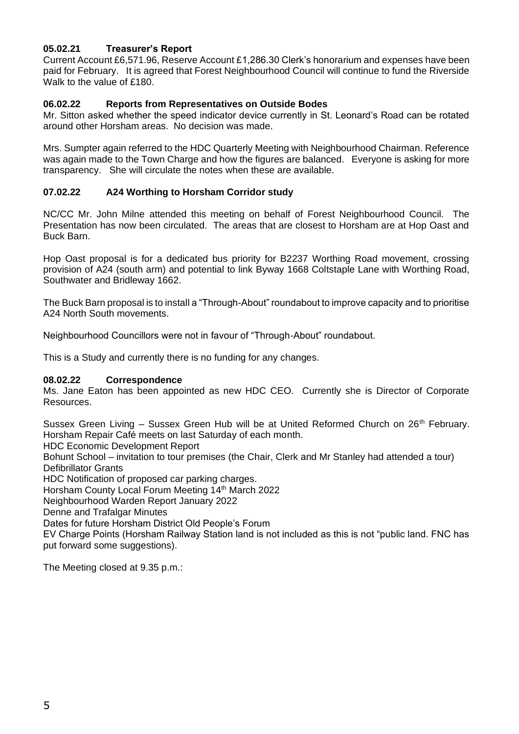### 05.02.21 Treasurer's Report

Current Account £6,571.96, Reserve Account £1,286.30 Clerk's honorarium and expenses have been paid for February. It is agreed that Forest Neighbourhood Council will continue to fund the Riverside Walk to the value of £180.

### 06.02.22 Reports from Representatives on Outside Bodes

Mr. Sitton asked whether the speed indicator device currently in St. Leonard's Road can be rotated around other Horsham areas. No decision was made.

Mrs. Sumpter again referred to the HDC Quarterly Meeting with Neighbourhood Chairman. Reference was again made to the Town Charge and how the figures are balanced. Everyone is asking for more transparency. She will circulate the notes when these are available.

### 07.02.22 A24 Worthing to Horsham Corridor study

NC/CC Mr. John Milne attended this meeting on behalf of Forest Neighbourhood Council. The Presentation has now been circulated. The areas that are closest to Horsham are at Hop Oast and Buck Barn.

Hop Oast proposal is for a dedicated bus priority for B2237 Worthing Road movement, crossing provision of A24 (south arm) and potential to link Byway 1668 Coltstaple Lane with Worthing Road, Southwater and Bridleway 1662.

The Buck Barn proposal is to install a "Through-About" roundabout to improve capacity and to prioritise A24 North South movements.

Neighbourhood Councillors were not in favour of "Through-About" roundabout.

This is a Study and currently there is no funding for any changes.

### 08.02.22 Correspondence

Ms. Jane Eaton has been appointed as new HDC CEO. Currently she is Director of Corporate Resources.

Sussex Green Living – Sussex Green Hub will be at United Reformed Church on 26th February.
Horsham Repair Café meets on last Saturday of each month.
HDC Economic Development Report
Bohunt School – invitation to tour premises (the Chair, Clerk and Mr Stanley had attended a tour)
Defibrillator Grants
HDC Notification of proposed car parking charges.
Horsham County Local Forum Meeting 14th March 2022
Neighbourhood Warden Report January 2022
Denne and Trafalgar Minutes
Dates for future Horsham District Old People's Forum
EV Charge Points (Horsham Railway Station land is not included as this is not "public land. FNC has put forward some suggestions).

The Meeting closed at 9.35 p.m.: